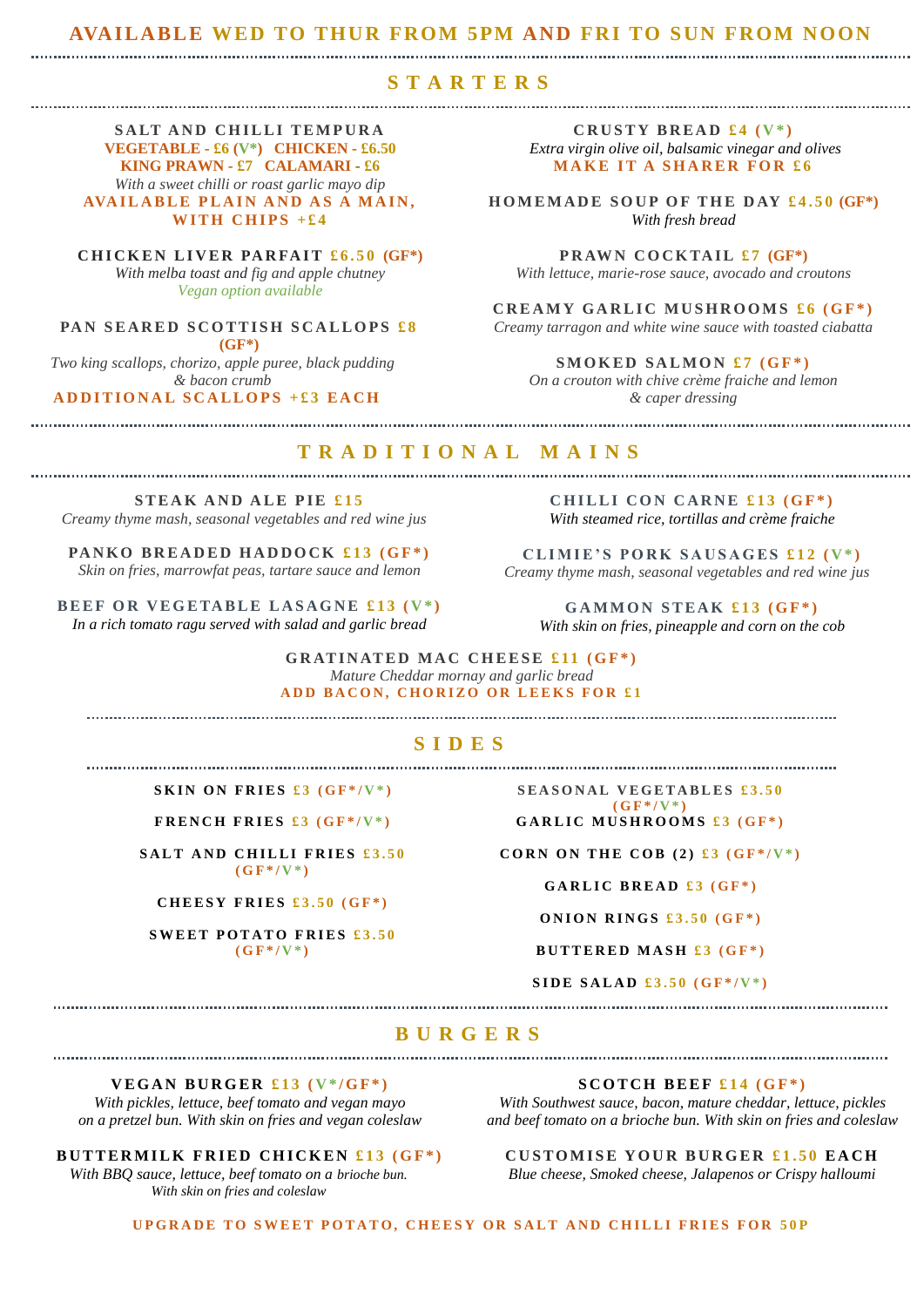**AVAILABLE WED TO THUR FROM 5PM AND FRI TO SUN FROM NOON**

## STARTERS

**SALT AND CHILLI TEMPURA**
**VEGETABLE - £6 (V*) CHICKEN - £6.50**
**KING PRAWN - £7 CALAMARI - £6**
*With a sweet chilli or roast garlic mayo dip*
**AVAILABLE PLAIN AND AS A MAIN, WITH CHIPS +£4**

**CHICKEN LIVER PARFAIT £6.50 (GF*)**
*With melba toast and fig and apple chutney*
*Vegan option available*

**PAN SEARED SCOTTISH SCALLOPS £8 (GF*)**
*Two king scallops, chorizo, apple puree, black pudding & bacon crumb*
**ADDITIONAL SCALLOPS +£3 EACH**

**CRUSTY BREAD £4 (V*)**
*Extra virgin olive oil, balsamic vinegar and olives*
**MAKE IT A SHARER FOR £6**

**HOMEMADE SOUP OF THE DAY £4.50 (GF*)**
*With fresh bread*

**PRAWN COCKTAIL £7 (GF*)**
*With lettuce, marie-rose sauce, avocado and croutons*

**CREAMY GARLIC MUSHROOMS £6 (GF*)**
*Creamy tarragon and white wine sauce with toasted ciabatta*

**SMOKED SALMON £7 (GF*)**
*On a crouton with chive crème fraiche and lemon & caper dressing*

## TRADITIONAL MAINS

**STEAK AND ALE PIE £15**
*Creamy thyme mash, seasonal vegetables and red wine jus*

**PANKO BREADED HADDOCK £13 (GF*)**
*Skin on fries, marrowfat peas, tartare sauce and lemon*

**BEEF OR VEGETABLE LASAGNE £13 (V*)**
*In a rich tomato ragu served with salad and garlic bread*

**CHILLI CON CARNE £13 (GF*)**
*With steamed rice, tortillas and crème fraiche*

**CLIMIE'S PORK SAUSAGES £12 (V*)**
*Creamy thyme mash, seasonal vegetables and red wine jus*

**GAMMON STEAK £13 (GF*)**
*With skin on fries, pineapple and corn on the cob*

**GRATINATED MAC CHEESE £11 (GF*)**
*Mature Cheddar mornay and garlic bread*
**ADD BACON, CHORIZO OR LEEKS FOR £1**

## SIDES

**SKIN ON FRIES £3 (GF*/V*)**

**FRENCH FRIES £3 (GF*/V*)**

**SALT AND CHILLI FRIES £3.50 (GF*/V*)**

**CHEESY FRIES £3.50 (GF*)**

**SWEET POTATO FRIES £3.50 (GF*/V*)**

**SEASONAL VEGETABLES £3.50 (GF*/V*)**

**GARLIC MUSHROOMS £3 (GF*)**

**CORN ON THE COB (2) £3 (GF*/V*)**

**GARLIC BREAD £3 (GF*)**

**ONION RINGS £3.50 (GF*)**

**BUTTERED MASH £3 (GF*)**

**SIDE SALAD £3.50 (GF*/V*)**

## BURGERS

**VEGAN BURGER £13 (V*/GF*)**
*With pickles, lettuce, beef tomato and vegan mayo on a pretzel bun. With skin on fries and vegan coleslaw*

**BUTTERMILK FRIED CHICKEN £13 (GF*)**
*With BBQ sauce, lettuce, beef tomato on a brioche bun. With skin on fries and coleslaw*

**SCOTCH BEEF £14 (GF*)**
*With Southwest sauce, bacon, mature cheddar, lettuce, pickles and beef tomato on a brioche bun. With skin on fries and coleslaw*

**CUSTOMISE YOUR BURGER £1.50 EACH**
*Blue cheese, Smoked cheese, Jalapenos or Crispy halloumi*

**UPGRADE TO SWEET POTATO, CHEESY OR SALT AND CHILLI FRIES FOR 50P**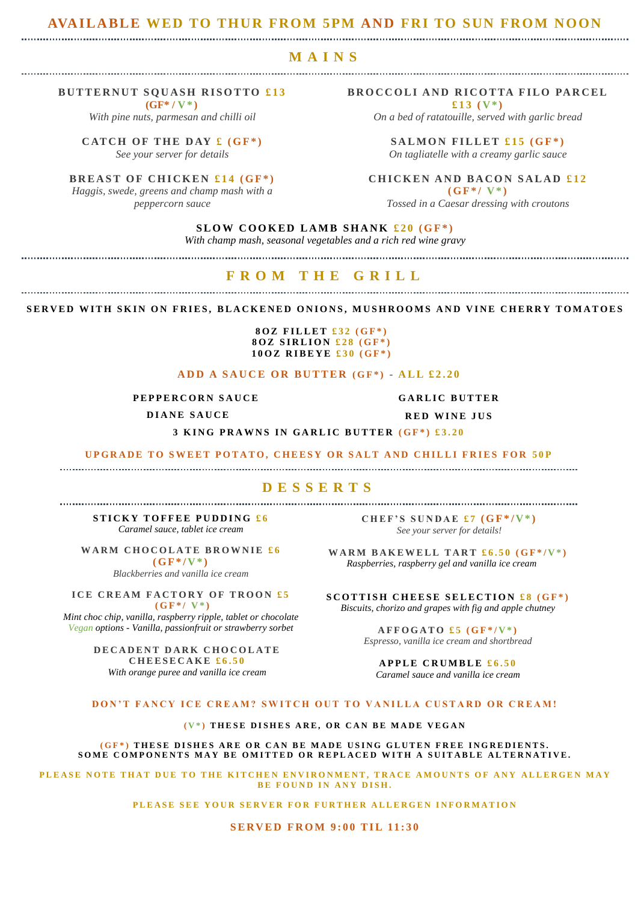## AVAILABLE WED TO THUR FROM 5PM AND FRI TO SUN FROM NOON

## MAINS

**BUTTERNUT SQUASH RISOTTO £13**
**(GF* / V*)**
*With pine nuts, parmesan and chilli oil*

**CATCH OF THE DAY £ (GF*)**
*See your server for details*

**BREAST OF CHICKEN £14 (GF*)**
*Haggis, swede, greens and champ mash with a peppercorn sauce*

**BROCCOLI AND RICOTTA FILO PARCEL**
**£13 (V*)**
*On a bed of ratatouille, served with garlic bread*

**SALMON FILLET £15 (GF*)**
*On tagliatelle with a creamy garlic sauce*

**CHICKEN AND BACON SALAD £12**
**(GF*/ V*)**
*Tossed in a Caesar dressing with croutons*

**SLOW COOKED LAMB SHANK £20 (GF*)**
*With champ mash, seasonal vegetables and a rich red wine gravy*

## FROM THE GRILL

**SERVED WITH SKIN ON FRIES, BLACKENED ONIONS, MUSHROOMS AND VINE CHERRY TOMATOES**

**8OZ FILLET £32 (GF*)**
**8OZ SIRLION £28 (GF*)**
**10OZ RIBEYE £30 (GF*)**

**ADD A SAUCE OR BUTTER (GF*) - ALL £2.20**

**PEPPERCORN SAUCE**

**DIANE SAUCE**

**GARLIC BUTTER**

**RED WINE JUS**

**3 KING PRAWNS IN GARLIC BUTTER (GF*) £3.20**

**UPGRADE TO SWEET POTATO, CHEESY OR SALT AND CHILLI FRIES FOR 50P**

## DESSERTS

**STICKY TOFFEE PUDDING £6**
*Caramel sauce, tablet ice cream*

**WARM CHOCOLATE BROWNIE £6**
**(GF*/V*)**
*Blackberries and vanilla ice cream*

**ICE CREAM FACTORY OF TROON £5**
**(GF*/ V*)**
*Mint choc chip, vanilla, raspberry ripple, tablet or chocolate*
*Vegan options - Vanilla, passionfruit or strawberry sorbet*

**DECADENT DARK CHOCOLATE CHEESECAKE £6.50**
*With orange puree and vanilla ice cream*

**CHEF'S SUNDAE £7 (GF*/V*)**
*See your server for details!*

**WARM BAKEWELL TART £6.50 (GF*/V*)**
*Raspberries, raspberry gel and vanilla ice cream*

**SCOTTISH CHEESE SELECTION £8 (GF*)**
*Biscuits, chorizo and grapes with fig and apple chutney*

**AFFOGATO £5 (GF*/V*)**
*Espresso, vanilla ice cream and shortbread*

**APPLE CRUMBLE £6.50**
*Caramel sauce and vanilla ice cream*

**DON'T FANCY ICE CREAM? SWITCH OUT TO VANILLA CUSTARD OR CREAM!**

**(V*) THESE DISHES ARE, OR CAN BE MADE VEGAN**

**(GF*) THESE DISHES ARE OR CAN BE MADE USING GLUTEN FREE INGREDIENTS. SOME COMPONENTS MAY BE OMITTED OR REPLACED WITH A SUITABLE ALTERNATIVE.**

**PLEASE NOTE THAT DUE TO THE KITCHEN ENVIRONMENT, TRACE AMOUNTS OF ANY ALLERGEN MAY BE FOUND IN ANY DISH.**

**PLEASE SEE YOUR SERVER FOR FURTHER ALLERGEN INFORMATION**

**SERVED FROM 9:00 TIL 11:30**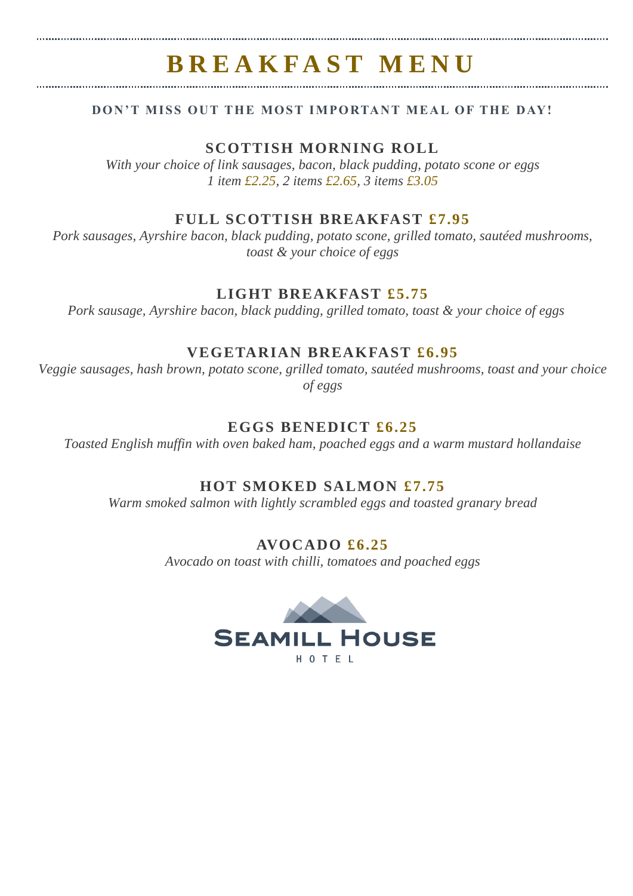# BREAKFAST MENU

**DON'T MISS OUT THE MOST IMPORTANT MEAL OF THE DAY!**

## SCOTTISH MORNING ROLL

*With your choice of link sausages, bacon, black pudding, potato scone or eggs*
*1 item £2.25, 2 items £2.65, 3 items £3.05*

## FULL SCOTTISH BREAKFAST £7.95

*Pork sausages, Ayrshire bacon, black pudding, potato scone, grilled tomato, sautéed mushrooms, toast & your choice of eggs*

## LIGHT BREAKFAST £5.75

*Pork sausage, Ayrshire bacon, black pudding, grilled tomato, toast & your choice of eggs*

## VEGETARIAN BREAKFAST £6.95

*Veggie sausages, hash brown, potato scone, grilled tomato, sautéed mushrooms, toast and your choice of eggs*

## EGGS BENEDICT £6.25

*Toasted English muffin with oven baked ham, poached eggs and a warm mustard hollandaise*

## HOT SMOKED SALMON £7.75

*Warm smoked salmon with lightly scrambled eggs and toasted granary bread*

## AVOCADO £6.25

*Avocado on toast with chilli, tomatoes and poached eggs*

SEAMILL HOUSE
HOTEL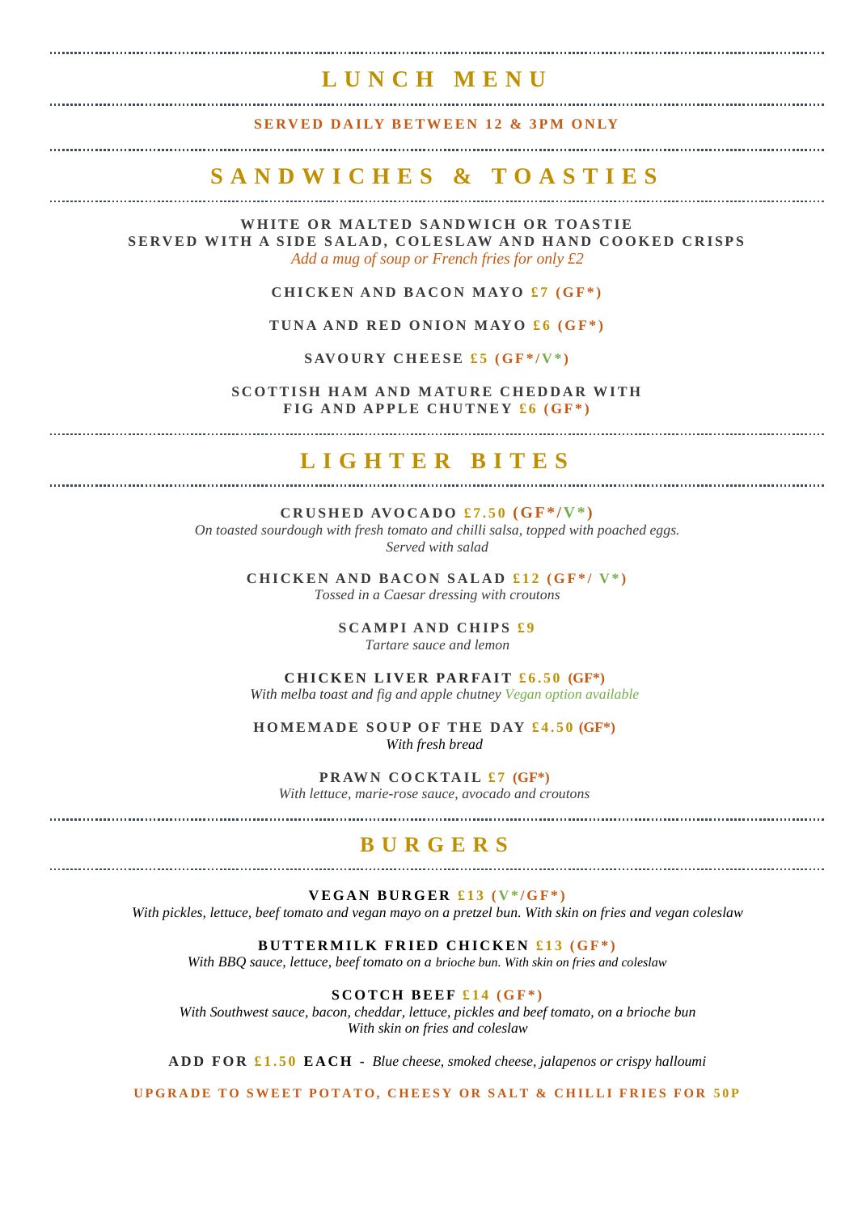# LUNCH MENU

**SERVED DAILY BETWEEN 12 & 3PM ONLY**

## SANDWICHES & TOASTIES

**WHITE OR MALTED SANDWICH OR TOASTIE**
**SERVED WITH A SIDE SALAD, COLESLAW AND HAND COOKED CRISPS**
*Add a mug of soup or French fries for only £2*

**CHICKEN AND BACON MAYO** £7 (GF*)

**TUNA AND RED ONION MAYO** £6 (GF*)

**SAVOURY CHEESE** £5 (GF*/V*)

**SCOTTISH HAM AND MATURE CHEDDAR WITH FIG AND APPLE CHUTNEY** £6 (GF*)

## LIGHTER BITES

**CRUSHED AVOCADO** £7.50 (GF*/V*)
*On toasted sourdough with fresh tomato and chilli salsa, topped with poached eggs. Served with salad*

**CHICKEN AND BACON SALAD** £12 (GF*/ V*)
*Tossed in a Caesar dressing with croutons*

**SCAMPI AND CHIPS** £9
*Tartare sauce and lemon*

**CHICKEN LIVER PARFAIT** £6.50 (GF*)
*With melba toast and fig and apple chutney Vegan option available*

**HOMEMADE SOUP OF THE DAY** £4.50 (GF*)
*With fresh bread*

**PRAWN COCKTAIL** £7 (GF*)
*With lettuce, marie-rose sauce, avocado and croutons*

## BURGERS

**VEGAN BURGER** £13 (V*/GF*)
*With pickles, lettuce, beef tomato and vegan mayo on a pretzel bun. With skin on fries and vegan coleslaw*

**BUTTERMILK FRIED CHICKEN** £13 (GF*)
*With BBQ sauce, lettuce, beef tomato on a brioche bun. With skin on fries and coleslaw*

**SCOTCH BEEF** £14 (GF*)
*With Southwest sauce, bacon, cheddar, lettuce, pickles and beef tomato, on a brioche bun With skin on fries and coleslaw*

**ADD FOR £1.50 EACH** - *Blue cheese, smoked cheese, jalapenos or crispy halloumi*

**UPGRADE TO SWEET POTATO, CHEESY OR SALT & CHILLI FRIES FOR 50P**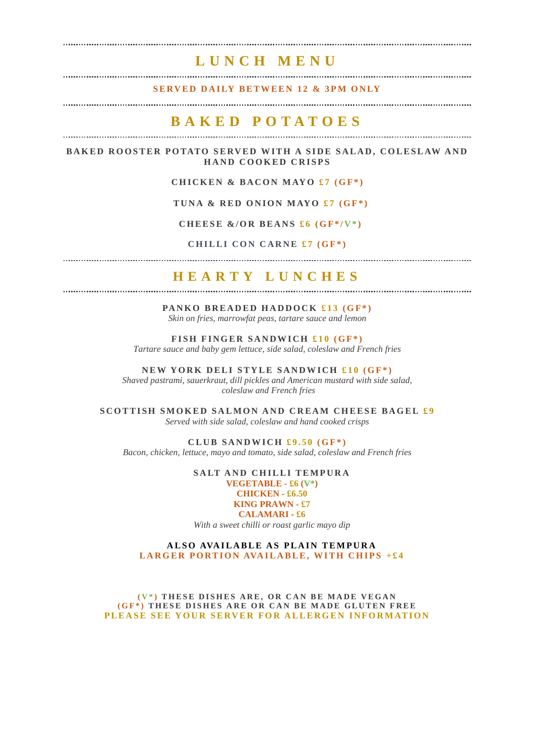# LUNCH MENU

**SERVED DAILY BETWEEN 12 & 3PM ONLY**

## BAKED POTATOES

**BAKED ROOSTER POTATO SERVED WITH A SIDE SALAD, COLESLAW AND HAND COOKED CRISPS**

**CHICKEN & BACON MAYO** £7 (GF*)

**TUNA & RED ONION MAYO** £7 (GF*)

**CHEESE &/OR BEANS** £6 (GF*/V*)

**CHILLI CON CARNE** £7 (GF*)

## HEARTY LUNCHES

**PANKO BREADED HADDOCK** £13 (GF*)
*Skin on fries, marrowfat peas, tartare sauce and lemon*

**FISH FINGER SANDWICH** £10 (GF*)
*Tartare sauce and baby gem lettuce, side salad, coleslaw and French fries*

**NEW YORK DELI STYLE SANDWICH** £10 (GF*)
*Shaved pastrami, sauerkraut, dill pickles and American mustard with side salad, coleslaw and French fries*

**SCOTTISH SMOKED SALMON AND CREAM CHEESE BAGEL** £9
*Served with side salad, coleslaw and hand cooked crisps*

**CLUB SANDWICH** £9.50 (GF*)
*Bacon, chicken, lettuce, mayo and tomato, side salad, coleslaw and French fries*

**SALT AND CHILLI TEMPURA**
VEGETABLE - £6 (V*)
CHICKEN - £6.50
KING PRAWN - £7
CALAMARI - £6
*With a sweet chilli or roast garlic mayo dip*

**ALSO AVAILABLE AS PLAIN TEMPURA**
LARGER PORTION AVAILABLE, WITH CHIPS +£4

(V*) THESE DISHES ARE, OR CAN BE MADE VEGAN
(GF*) THESE DISHES ARE OR CAN BE MADE GLUTEN FREE
PLEASE SEE YOUR SERVER FOR ALLERGEN INFORMATION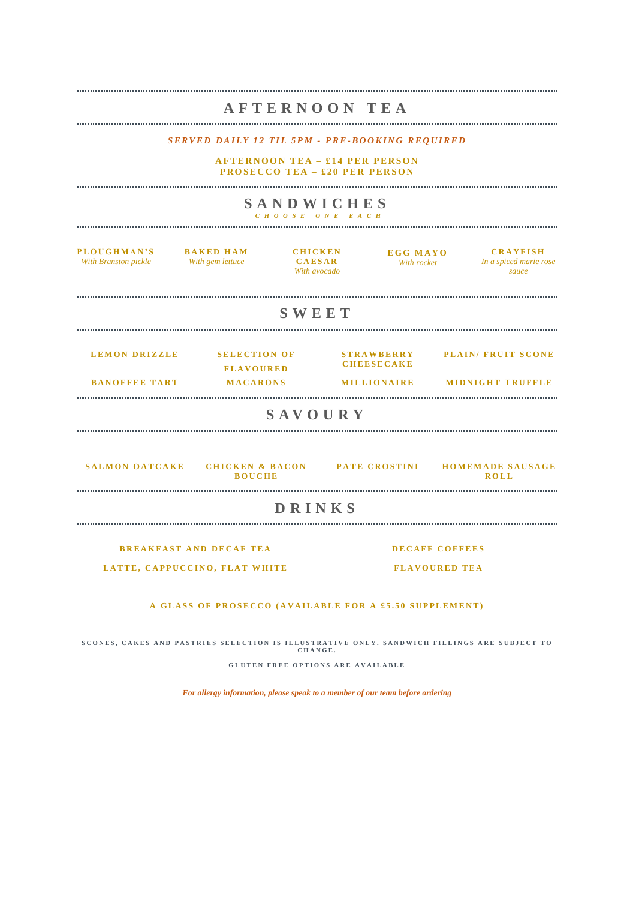# AFTERNOON TEA

***SERVED DAILY 12 TIL 5PM - PRE-BOOKING REQUIRED***

**AFTERNOON TEA – £14 PER PERSON**
**PROSECCO TEA – £20 PER PERSON**

## SANDWICHES

***CHOOSE ONE EACH***

**PLOUGHMAN'S**
*With Branston pickle*

**BAKED HAM**
*With gem lettuce*

**CHICKEN CAESAR**
*With avocado*

**EGG MAYO**
*With rocket*

**CRAYFISH**
*In a spiced marie rose sauce*

## SWEET

**LEMON DRIZZLE**

**BANOFFEE TART**

**SELECTION OF FLAVOURED MACARONS**

**STRAWBERRY CHEESECAKE**

**MILLIONAIRE**

**PLAIN/ FRUIT SCONE**

**MIDNIGHT TRUFFLE**

## SAVOURY

**SALMON OATCAKE**

**CHICKEN & BACON BOUCHE**

**PATE CROSTINI**

**HOMEMADE SAUSAGE ROLL**

## DRINKS

**BREAKFAST AND DECAF TEA**

**LATTE, CAPPUCCINO, FLAT WHITE**

**DECAFF COFFEES**

**FLAVOURED TEA**

**A GLASS OF PROSECCO (AVAILABLE FOR A £5.50 SUPPLEMENT)**

**SCONES, CAKES AND PASTRIES SELECTION IS ILLUSTRATIVE ONLY. SANDWICH FILLINGS ARE SUBJECT TO CHANGE.**

**GLUTEN FREE OPTIONS ARE AVAILABLE**

***For allergy information, please speak to a member of our team before ordering***